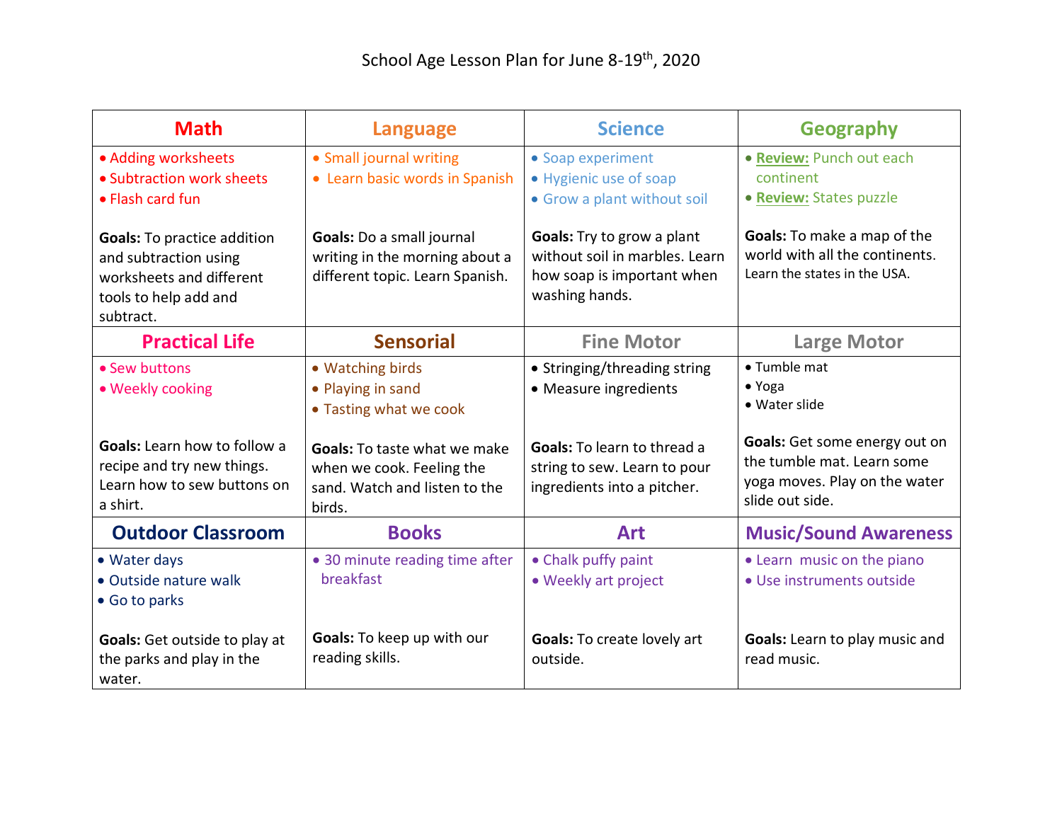# School Age Lesson Plan for June 8-19th, 2020

| Math | Language | Science | Geography |
|---|---|---|---|
| • Adding worksheets<br>• Subtraction work sheets<br>• Flash card fun<br><br>**Goals:** To practice addition and subtraction using worksheets and different tools to help add and subtract. | • Small journal writing<br>• Learn basic words in Spanish<br><br>**Goals:** Do a small journal writing in the morning about a different topic. Learn Spanish. | • Soap experiment<br>• Hygienic use of soap<br>• Grow a plant without soil<br><br>**Goals:** Try to grow a plant without soil in marbles. Learn how soap is important when washing hands. | • **Review:** Punch out each continent<br>• **Review:** States puzzle<br><br>**Goals:** To make a map of the world with all the continents. Learn the states in the USA. |
| **Practical Life** | **Sensorial** | **Fine Motor** | **Large Motor** |
| • Sew buttons<br>• Weekly cooking<br><br>**Goals:** Learn how to follow a recipe and try new things. Learn how to sew buttons on a shirt. | • Watching birds<br>• Playing in sand<br>• Tasting what we cook<br><br>**Goals:** To taste what we make when we cook. Feeling the sand. Watch and listen to the birds. | • Stringing/threading string<br>• Measure ingredients<br><br>**Goals:** To learn to thread a string to sew. Learn to pour ingredients into a pitcher. | • Tumble mat<br>• Yoga<br>• Water slide<br><br>**Goals:** Get some energy out on the tumble mat. Learn some yoga moves. Play on the water slide out side. |
| **Outdoor Classroom** | **Books** | **Art** | **Music/Sound Awareness** |
| • Water days<br>• Outside nature walk<br>• Go to parks<br><br>**Goals:** Get outside to play at the parks and play in the water. | • 30 minute reading time after breakfast<br><br>**Goals:** To keep up with our reading skills. | • Chalk puffy paint<br>• Weekly art project<br><br>**Goals:** To create lovely art outside. | • Learn music on the piano<br>• Use instruments outside<br><br>**Goals:** Learn to play music and read music. |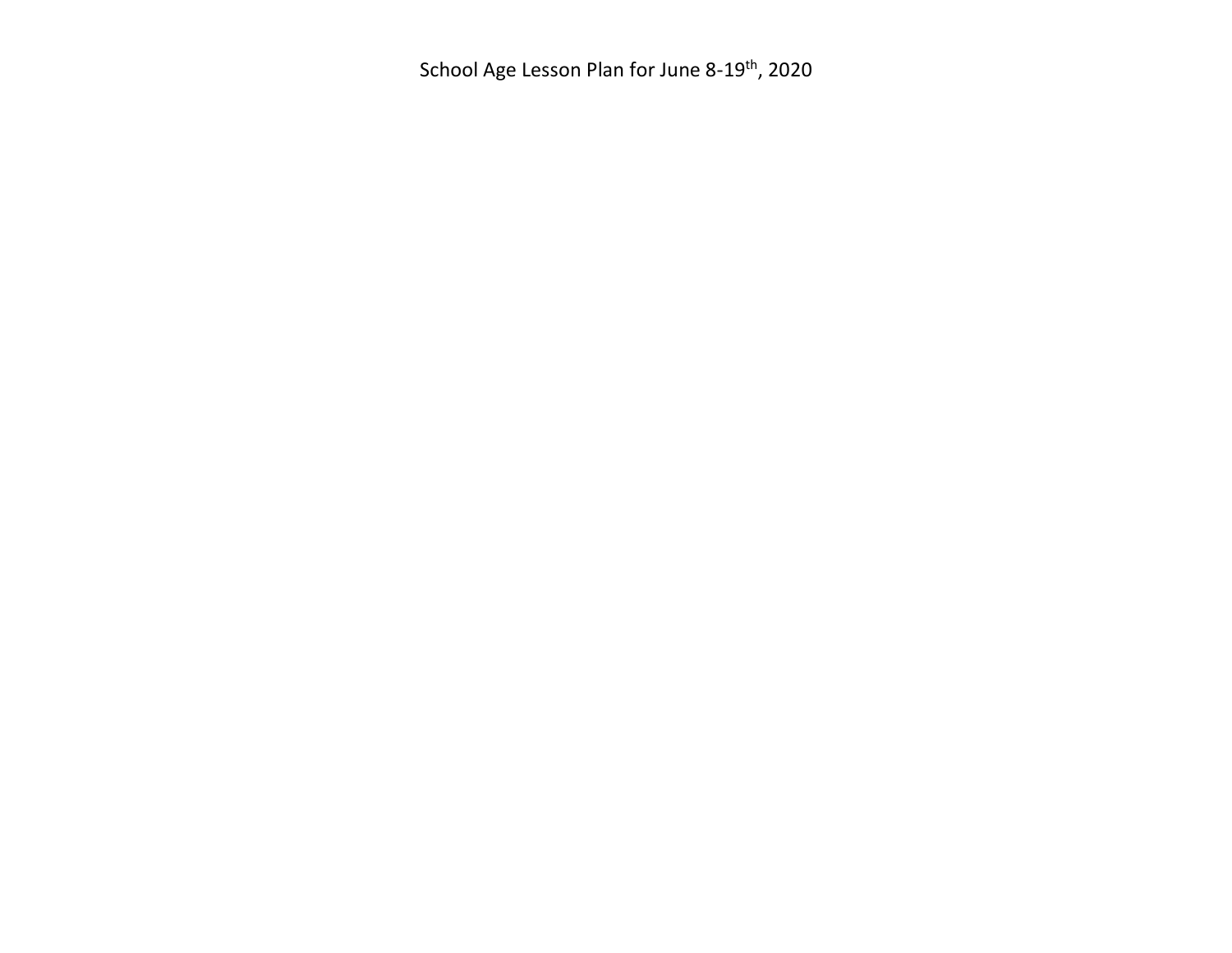School Age Lesson Plan for June 8-19th, 2020